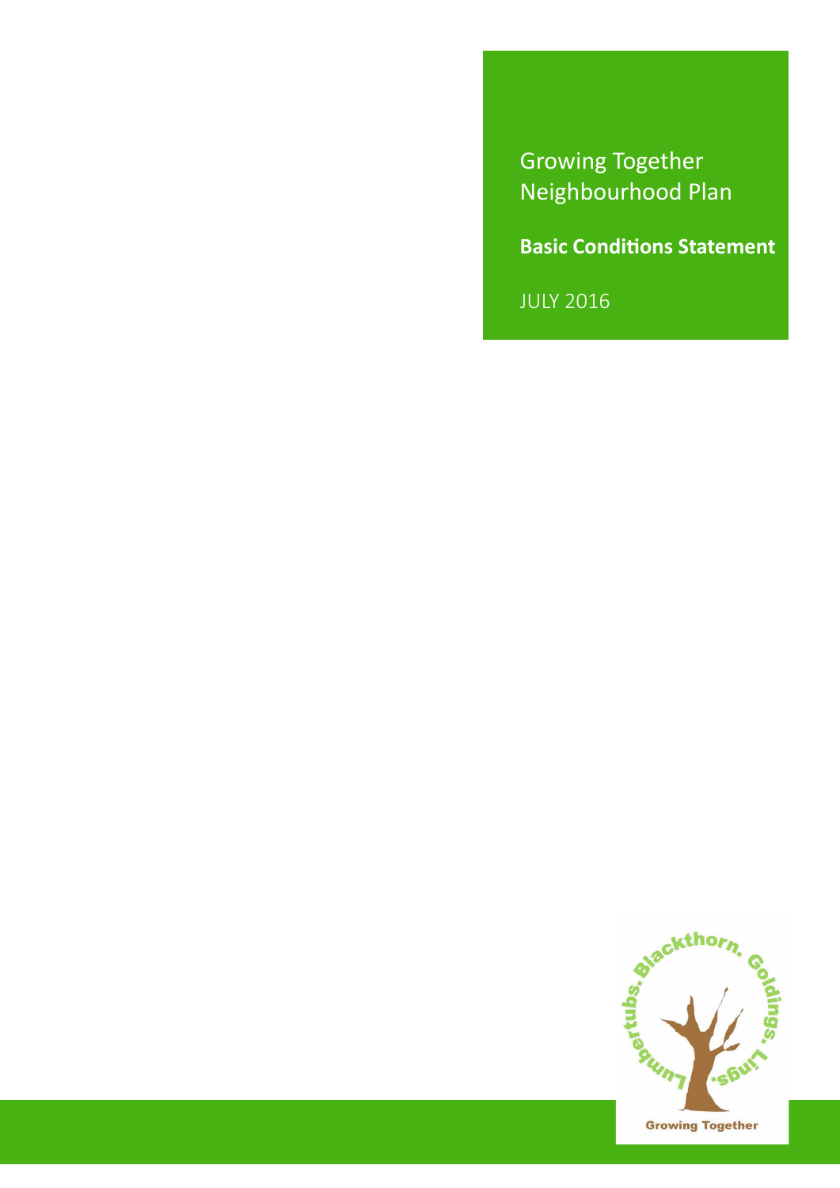# Growing Together Neighbourhood Plan

## Basic Conditions Statement

JULY 2016

Lumbertubs. Blackthorn. Goldings. Lings.

Growing Together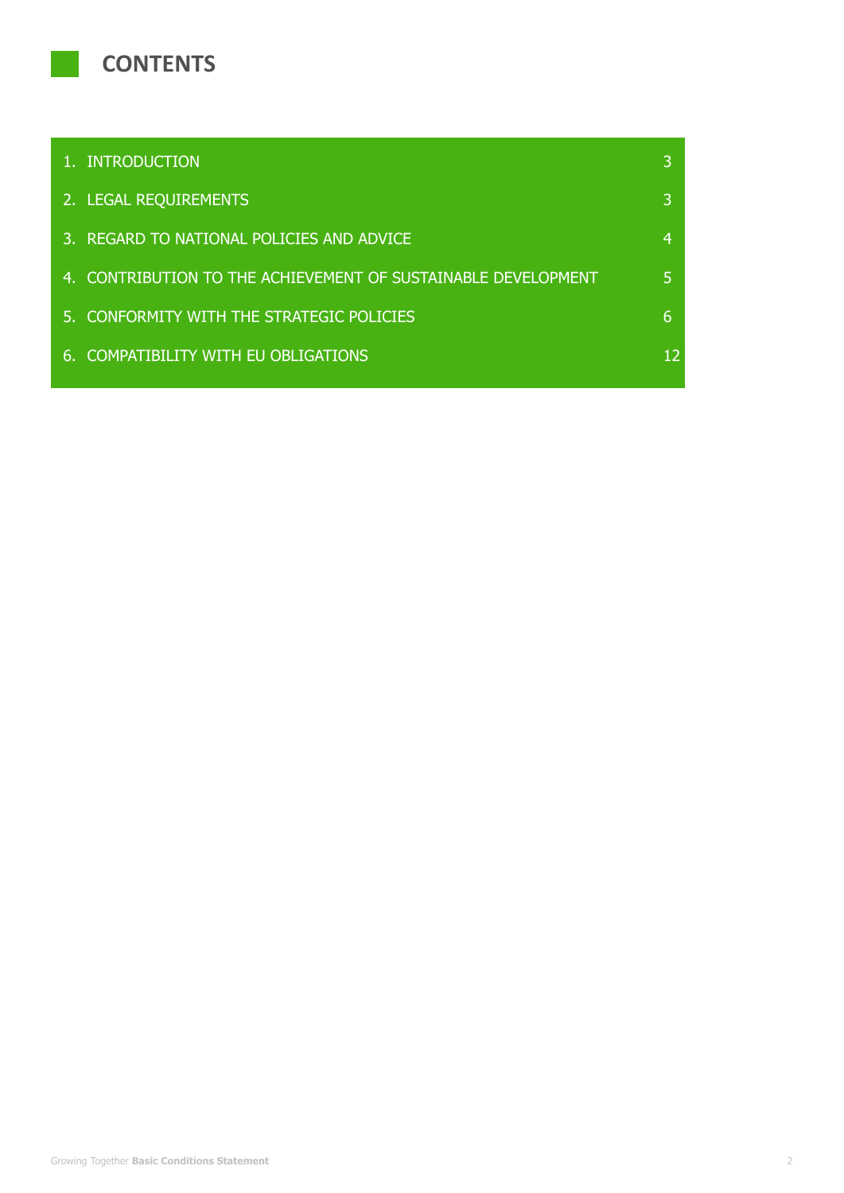# CONTENTS

| | |
|---|---|
| 1. INTRODUCTION | 3 |
| 2. LEGAL REQUIREMENTS | 3 |
| 3. REGARD TO NATIONAL POLICIES AND ADVICE | 4 |
| 4. CONTRIBUTION TO THE ACHIEVEMENT OF SUSTAINABLE DEVELOPMENT | 5 |
| 5. CONFORMITY WITH THE STRATEGIC POLICIES | 6 |
| 6. COMPATIBILITY WITH EU OBLIGATIONS | 12 |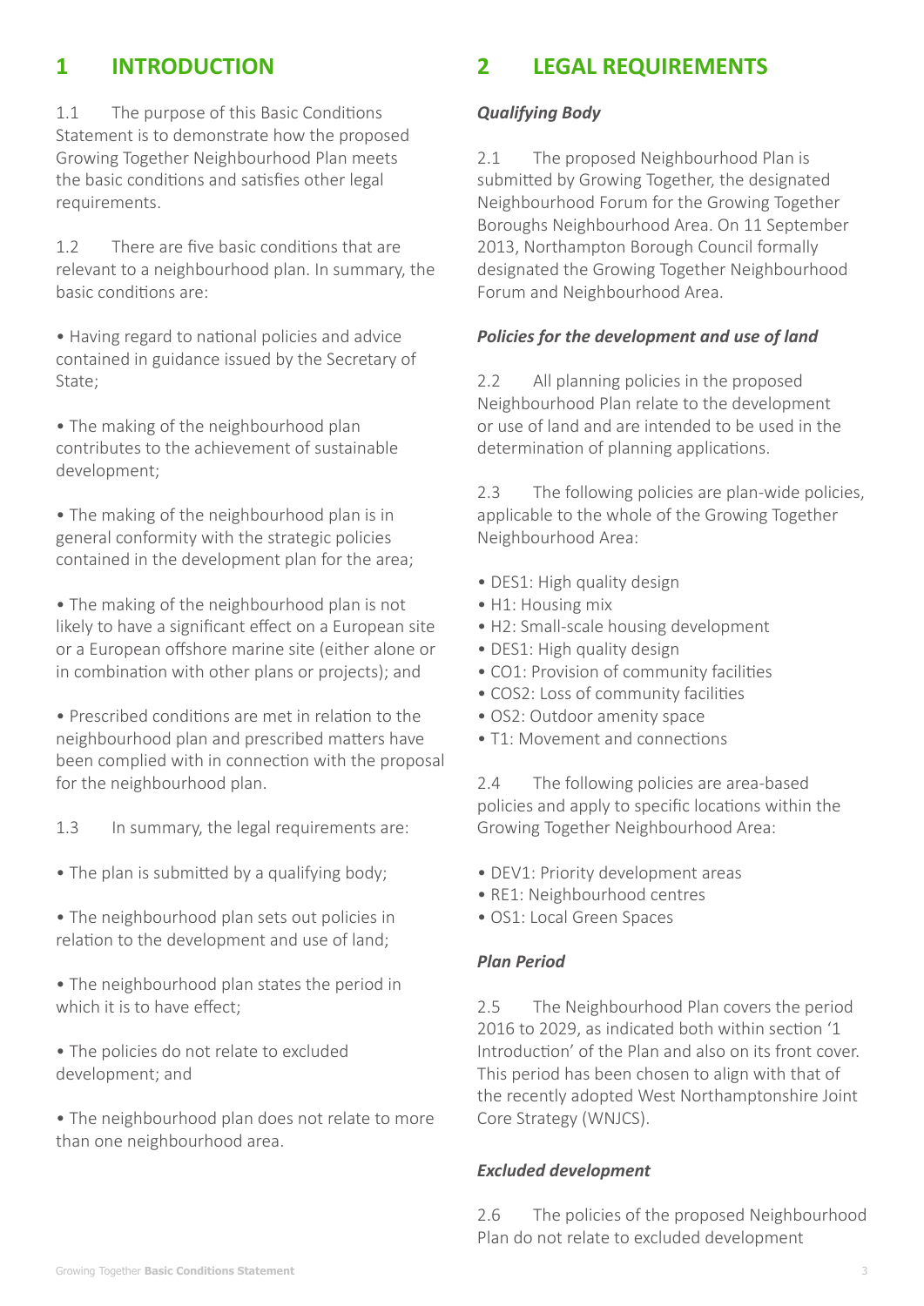# 1 INTRODUCTION

1.1 The purpose of this Basic Conditions Statement is to demonstrate how the proposed Growing Together Neighbourhood Plan meets the basic conditions and satisfies other legal requirements.

1.2 There are five basic conditions that are relevant to a neighbourhood plan. In summary, the basic conditions are:

- Having regard to national policies and advice contained in guidance issued by the Secretary of State;
- The making of the neighbourhood plan contributes to the achievement of sustainable development;
- The making of the neighbourhood plan is in general conformity with the strategic policies contained in the development plan for the area;
- The making of the neighbourhood plan is not likely to have a significant effect on a European site or a European offshore marine site (either alone or in combination with other plans or projects); and
- Prescribed conditions are met in relation to the neighbourhood plan and prescribed matters have been complied with in connection with the proposal for the neighbourhood plan.

1.3 In summary, the legal requirements are:

- The plan is submitted by a qualifying body;
- The neighbourhood plan sets out policies in relation to the development and use of land;
- The neighbourhood plan states the period in which it is to have effect;
- The policies do not relate to excluded development; and
- The neighbourhood plan does not relate to more than one neighbourhood area.

# 2 LEGAL REQUIREMENTS

***Qualifying Body***

2.1 The proposed Neighbourhood Plan is submitted by Growing Together, the designated Neighbourhood Forum for the Growing Together Boroughs Neighbourhood Area. On 11 September 2013, Northampton Borough Council formally designated the Growing Together Neighbourhood Forum and Neighbourhood Area.

***Policies for the development and use of land***

2.2 All planning policies in the proposed Neighbourhood Plan relate to the development or use of land and are intended to be used in the determination of planning applications.

2.3 The following policies are plan-wide policies, applicable to the whole of the Growing Together Neighbourhood Area:

- DES1: High quality design
- H1: Housing mix
- H2: Small-scale housing development
- DES1: High quality design
- CO1: Provision of community facilities
- COS2: Loss of community facilities
- OS2: Outdoor amenity space
- T1: Movement and connections

2.4 The following policies are area-based policies and apply to specific locations within the Growing Together Neighbourhood Area:

- DEV1: Priority development areas
- RE1: Neighbourhood centres
- OS1: Local Green Spaces

***Plan Period***

2.5 The Neighbourhood Plan covers the period 2016 to 2029, as indicated both within section '1 Introduction' of the Plan and also on its front cover. This period has been chosen to align with that of the recently adopted West Northamptonshire Joint Core Strategy (WNJCS).

***Excluded development***

2.6 The policies of the proposed Neighbourhood Plan do not relate to excluded development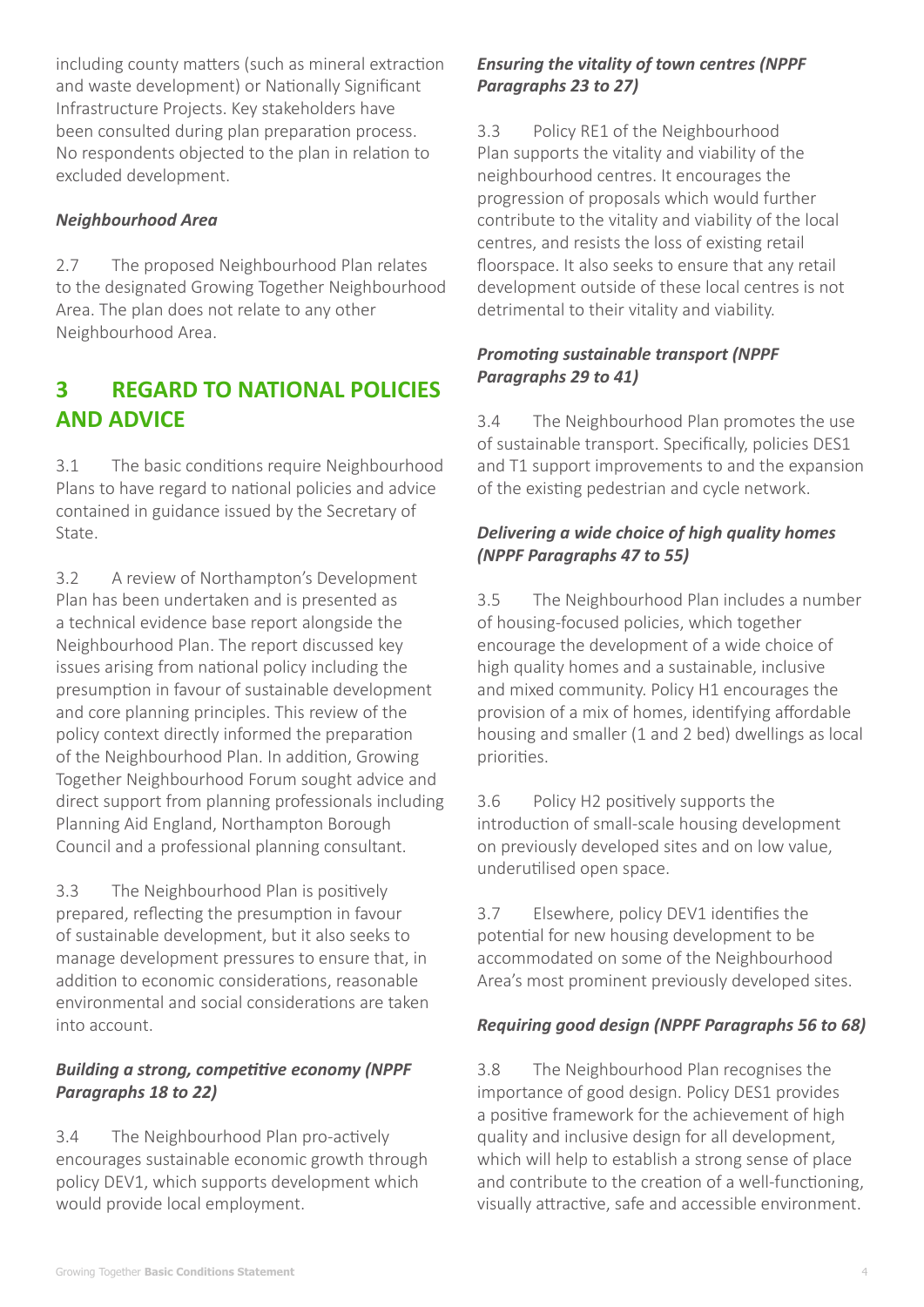including county matters (such as mineral extraction and waste development) or Nationally Significant Infrastructure Projects. Key stakeholders have been consulted during plan preparation process. No respondents objected to the plan in relation to excluded development.

### *Neighbourhood Area*

2.7 The proposed Neighbourhood Plan relates to the designated Growing Together Neighbourhood Area. The plan does not relate to any other Neighbourhood Area.

## 3 REGARD TO NATIONAL POLICIES AND ADVICE

3.1 The basic conditions require Neighbourhood Plans to have regard to national policies and advice contained in guidance issued by the Secretary of State.

3.2 A review of Northampton's Development Plan has been undertaken and is presented as a technical evidence base report alongside the Neighbourhood Plan. The report discussed key issues arising from national policy including the presumption in favour of sustainable development and core planning principles. This review of the policy context directly informed the preparation of the Neighbourhood Plan. In addition, Growing Together Neighbourhood Forum sought advice and direct support from planning professionals including Planning Aid England, Northampton Borough Council and a professional planning consultant.

3.3 The Neighbourhood Plan is positively prepared, reflecting the presumption in favour of sustainable development, but it also seeks to manage development pressures to ensure that, in addition to economic considerations, reasonable environmental and social considerations are taken into account.

### *Building a strong, competitive economy (NPPF Paragraphs 18 to 22)*

3.4 The Neighbourhood Plan pro-actively encourages sustainable economic growth through policy DEV1, which supports development which would provide local employment.

### *Ensuring the vitality of town centres (NPPF Paragraphs 23 to 27)*

3.3 Policy RE1 of the Neighbourhood Plan supports the vitality and viability of the neighbourhood centres. It encourages the progression of proposals which would further contribute to the vitality and viability of the local centres, and resists the loss of existing retail floorspace. It also seeks to ensure that any retail development outside of these local centres is not detrimental to their vitality and viability.

### *Promoting sustainable transport (NPPF Paragraphs 29 to 41)*

3.4 The Neighbourhood Plan promotes the use of sustainable transport. Specifically, policies DES1 and T1 support improvements to and the expansion of the existing pedestrian and cycle network.

### *Delivering a wide choice of high quality homes (NPPF Paragraphs 47 to 55)*

3.5 The Neighbourhood Plan includes a number of housing-focused policies, which together encourage the development of a wide choice of high quality homes and a sustainable, inclusive and mixed community. Policy H1 encourages the provision of a mix of homes, identifying affordable housing and smaller (1 and 2 bed) dwellings as local priorities.

3.6 Policy H2 positively supports the introduction of small-scale housing development on previously developed sites and on low value, underutilised open space.

3.7 Elsewhere, policy DEV1 identifies the potential for new housing development to be accommodated on some of the Neighbourhood Area's most prominent previously developed sites.

### *Requiring good design (NPPF Paragraphs 56 to 68)*

3.8 The Neighbourhood Plan recognises the importance of good design. Policy DES1 provides a positive framework for the achievement of high quality and inclusive design for all development, which will help to establish a strong sense of place and contribute to the creation of a well-functioning, visually attractive, safe and accessible environment.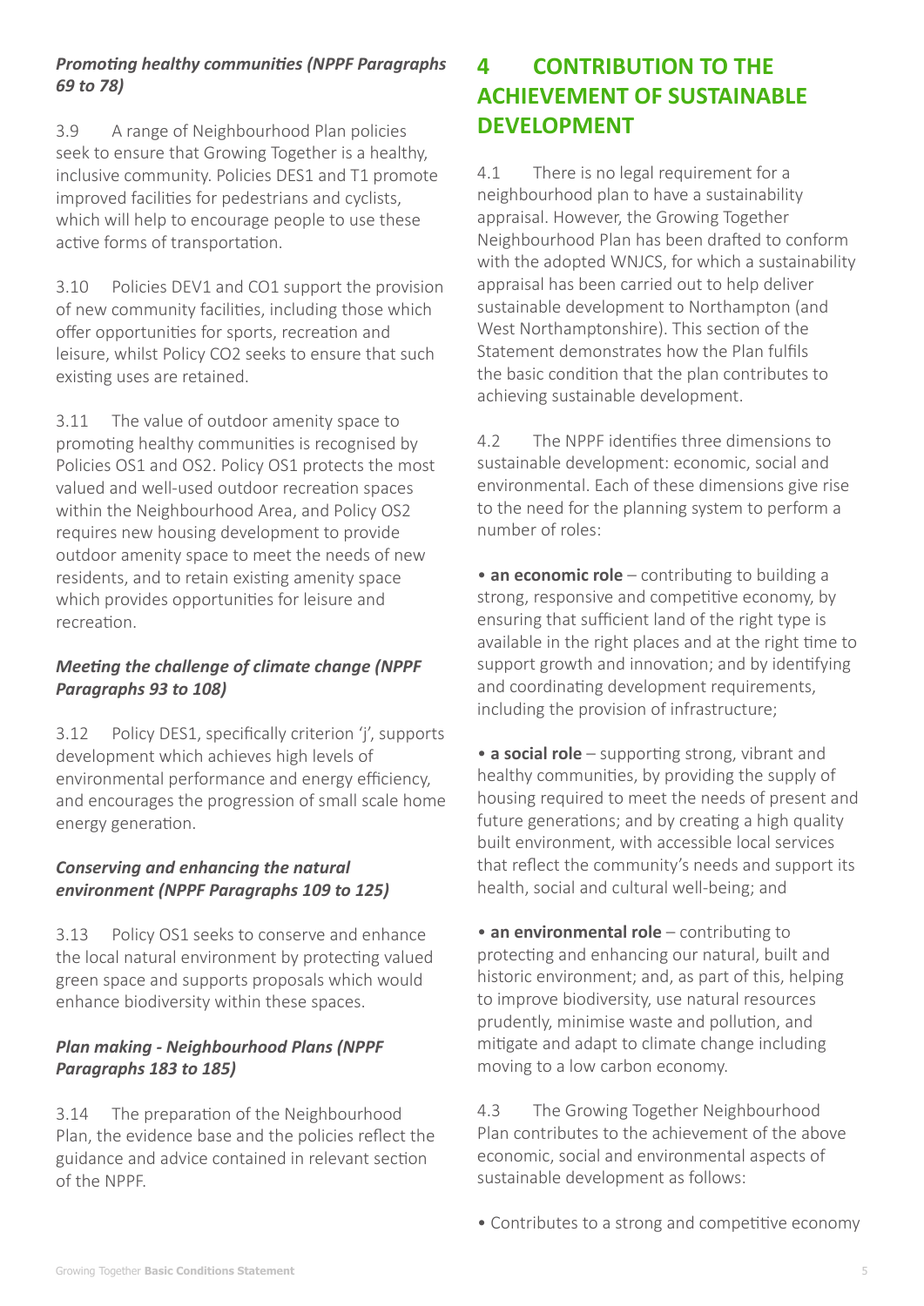***Promoting healthy communities (NPPF Paragraphs 69 to 78)***

3.9 A range of Neighbourhood Plan policies seek to ensure that Growing Together is a healthy, inclusive community. Policies DES1 and T1 promote improved facilities for pedestrians and cyclists, which will help to encourage people to use these active forms of transportation.

3.10 Policies DEV1 and CO1 support the provision of new community facilities, including those which offer opportunities for sports, recreation and leisure, whilst Policy CO2 seeks to ensure that such existing uses are retained.

3.11 The value of outdoor amenity space to promoting healthy communities is recognised by Policies OS1 and OS2. Policy OS1 protects the most valued and well-used outdoor recreation spaces within the Neighbourhood Area, and Policy OS2 requires new housing development to provide outdoor amenity space to meet the needs of new residents, and to retain existing amenity space which provides opportunities for leisure and recreation.

***Meeting the challenge of climate change (NPPF Paragraphs 93 to 108)***

3.12 Policy DES1, specifically criterion 'j', supports development which achieves high levels of environmental performance and energy efficiency, and encourages the progression of small scale home energy generation.

***Conserving and enhancing the natural environment (NPPF Paragraphs 109 to 125)***

3.13 Policy OS1 seeks to conserve and enhance the local natural environment by protecting valued green space and supports proposals which would enhance biodiversity within these spaces.

***Plan making - Neighbourhood Plans (NPPF Paragraphs 183 to 185)***

3.14 The preparation of the Neighbourhood Plan, the evidence base and the policies reflect the guidance and advice contained in relevant section of the NPPF.

# 4 CONTRIBUTION TO THE ACHIEVEMENT OF SUSTAINABLE DEVELOPMENT

4.1 There is no legal requirement for a neighbourhood plan to have a sustainability appraisal. However, the Growing Together Neighbourhood Plan has been drafted to conform with the adopted WNJCS, for which a sustainability appraisal has been carried out to help deliver sustainable development to Northampton (and West Northamptonshire). This section of the Statement demonstrates how the Plan fulfils the basic condition that the plan contributes to achieving sustainable development.

4.2 The NPPF identifies three dimensions to sustainable development: economic, social and environmental. Each of these dimensions give rise to the need for the planning system to perform a number of roles:

- **an economic role** – contributing to building a strong, responsive and competitive economy, by ensuring that sufficient land of the right type is available in the right places and at the right time to support growth and innovation; and by identifying and coordinating development requirements, including the provision of infrastructure;

- **a social role** – supporting strong, vibrant and healthy communities, by providing the supply of housing required to meet the needs of present and future generations; and by creating a high quality built environment, with accessible local services that reflect the community's needs and support its health, social and cultural well-being; and

- **an environmental role** – contributing to protecting and enhancing our natural, built and historic environment; and, as part of this, helping to improve biodiversity, use natural resources prudently, minimise waste and pollution, and mitigate and adapt to climate change including moving to a low carbon economy.

4.3 The Growing Together Neighbourhood Plan contributes to the achievement of the above economic, social and environmental aspects of sustainable development as follows:

- Contributes to a strong and competitive economy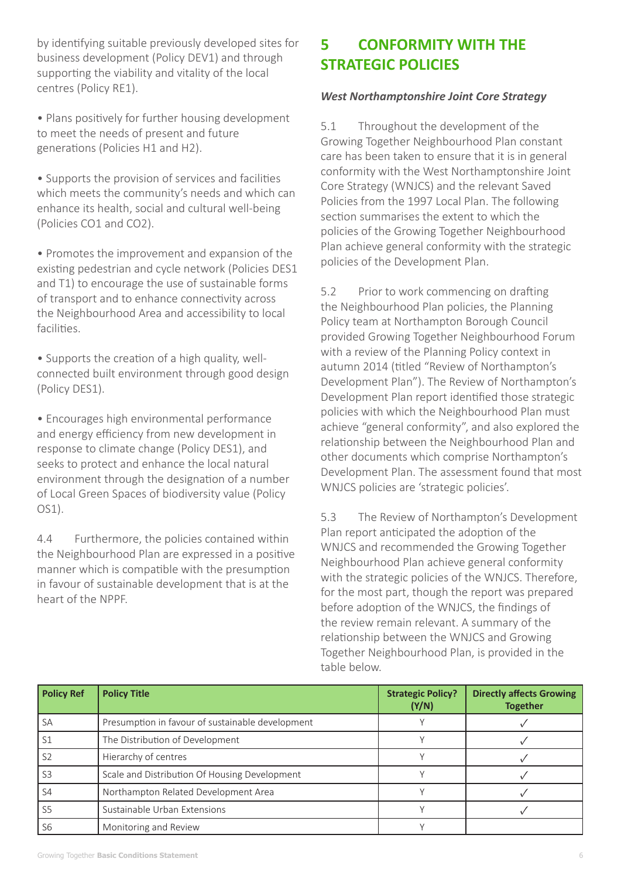by identifying suitable previously developed sites for business development (Policy DEV1) and through supporting the viability and vitality of the local centres (Policy RE1).

- Plans positively for further housing development to meet the needs of present and future generations (Policies H1 and H2).

- Supports the provision of services and facilities which meets the community's needs and which can enhance its health, social and cultural well-being (Policies CO1 and CO2).

- Promotes the improvement and expansion of the existing pedestrian and cycle network (Policies DES1 and T1) to encourage the use of sustainable forms of transport and to enhance connectivity across the Neighbourhood Area and accessibility to local facilities.

- Supports the creation of a high quality, well-connected built environment through good design (Policy DES1).

- Encourages high environmental performance and energy efficiency from new development in response to climate change (Policy DES1), and seeks to protect and enhance the local natural environment through the designation of a number of Local Green Spaces of biodiversity value (Policy OS1).

4.4 Furthermore, the policies contained within the Neighbourhood Plan are expressed in a positive manner which is compatible with the presumption in favour of sustainable development that is at the heart of the NPPF.

# 5 CONFORMITY WITH THE STRATEGIC POLICIES

***West Northamptonshire Joint Core Strategy***

5.1 Throughout the development of the Growing Together Neighbourhood Plan constant care has been taken to ensure that it is in general conformity with the West Northamptonshire Joint Core Strategy (WNJCS) and the relevant Saved Policies from the 1997 Local Plan. The following section summarises the extent to which the policies of the Growing Together Neighbourhood Plan achieve general conformity with the strategic policies of the Development Plan.

5.2 Prior to work commencing on drafting the Neighbourhood Plan policies, the Planning Policy team at Northampton Borough Council provided Growing Together Neighbourhood Forum with a review of the Planning Policy context in autumn 2014 (titled "Review of Northampton's Development Plan"). The Review of Northampton's Development Plan report identified those strategic policies with which the Neighbourhood Plan must achieve "general conformity", and also explored the relationship between the Neighbourhood Plan and other documents which comprise Northampton's Development Plan. The assessment found that most WNJCS policies are 'strategic policies'.

5.3 The Review of Northampton's Development Plan report anticipated the adoption of the WNJCS and recommended the Growing Together Neighbourhood Plan achieve general conformity with the strategic policies of the WNJCS. Therefore, for the most part, though the report was prepared before adoption of the WNJCS, the findings of the review remain relevant. A summary of the relationship between the WNJCS and Growing Together Neighbourhood Plan, is provided in the table below.

| Policy Ref | Policy Title | Strategic Policy? (Y/N) | Directly affects Growing Together |
|---|---|---|---|
| SA | Presumption in favour of sustainable development | Y | ✓ |
| S1 | The Distribution of Development | Y | ✓ |
| S2 | Hierarchy of centres | Y | ✓ |
| S3 | Scale and Distribution Of Housing Development | Y | ✓ |
| S4 | Northampton Related Development Area | Y | ✓ |
| S5 | Sustainable Urban Extensions | Y | ✓ |
| S6 | Monitoring and Review | Y | |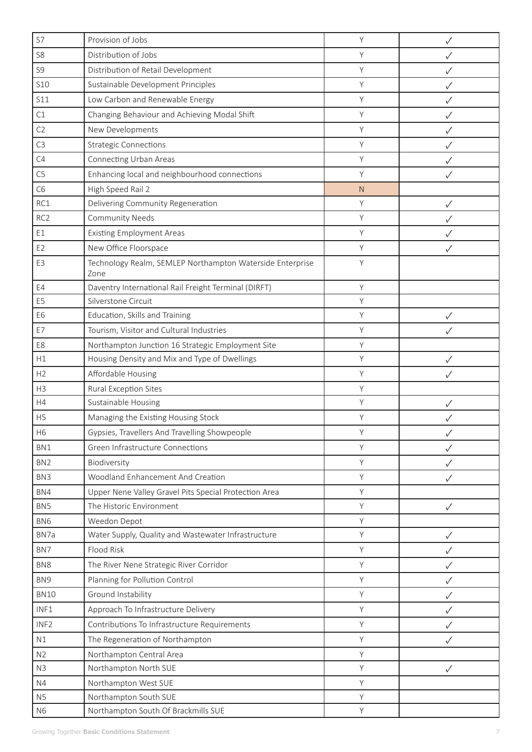| | | | |
|---|---|---|---|
| S7 | Provision of Jobs | Y | ✓ |
| S8 | Distribution of Jobs | Y | ✓ |
| S9 | Distribution of Retail Development | Y | ✓ |
| S10 | Sustainable Development Principles | Y | ✓ |
| S11 | Low Carbon and Renewable Energy | Y | ✓ |
| C1 | Changing Behaviour and Achieving Modal Shift | Y | ✓ |
| C2 | New Developments | Y | ✓ |
| C3 | Strategic Connections | Y | ✓ |
| C4 | Connecting Urban Areas | Y | ✓ |
| C5 | Enhancing local and neighbourhood connections | Y | ✓ |
| C6 | High Speed Rail 2 | N | |
| RC1 | Delivering Community Regeneration | Y | ✓ |
| RC2 | Community Needs | Y | ✓ |
| E1 | Existing Employment Areas | Y | ✓ |
| E2 | New Office Floorspace | Y | ✓ |
| E3 | Technology Realm, SEMLEP Northampton Waterside Enterprise Zone | Y | |
| E4 | Daventry International Rail Freight Terminal (DIRFT) | Y | |
| E5 | Silverstone Circuit | Y | |
| E6 | Education, Skills and Training | Y | ✓ |
| E7 | Tourism, Visitor and Cultural Industries | Y | ✓ |
| E8 | Northampton Junction 16 Strategic Employment Site | Y | |
| H1 | Housing Density and Mix and Type of Dwellings | Y | ✓ |
| H2 | Affordable Housing | Y | ✓ |
| H3 | Rural Exception Sites | Y | |
| H4 | Sustainable Housing | Y | ✓ |
| H5 | Managing the Existing Housing Stock | Y | ✓ |
| H6 | Gypsies, Travellers And Travelling Showpeople | Y | ✓ |
| BN1 | Green Infrastructure Connections | Y | ✓ |
| BN2 | Biodiversity | Y | ✓ |
| BN3 | Woodland Enhancement And Creation | Y | ✓ |
| BN4 | Upper Nene Valley Gravel Pits Special Protection Area | Y | |
| BN5 | The Historic Environment | Y | ✓ |
| BN6 | Weedon Depot | Y | |
| BN7a | Water Supply, Quality and Wastewater Infrastructure | Y | ✓ |
| BN7 | Flood Risk | Y | ✓ |
| BN8 | The River Nene Strategic River Corridor | Y | ✓ |
| BN9 | Planning for Pollution Control | Y | ✓ |
| BN10 | Ground Instability | Y | ✓ |
| INF1 | Approach To Infrastructure Delivery | Y | ✓ |
| INF2 | Contributions To Infrastructure Requirements | Y | ✓ |
| N1 | The Regeneration of Northampton | Y | ✓ |
| N2 | Northampton Central Area | Y | |
| N3 | Northampton North SUE | Y | ✓ |
| N4 | Northampton West SUE | Y | |
| N5 | Northampton South SUE | Y | |
| N6 | Northampton South Of Brackmills SUE | Y | |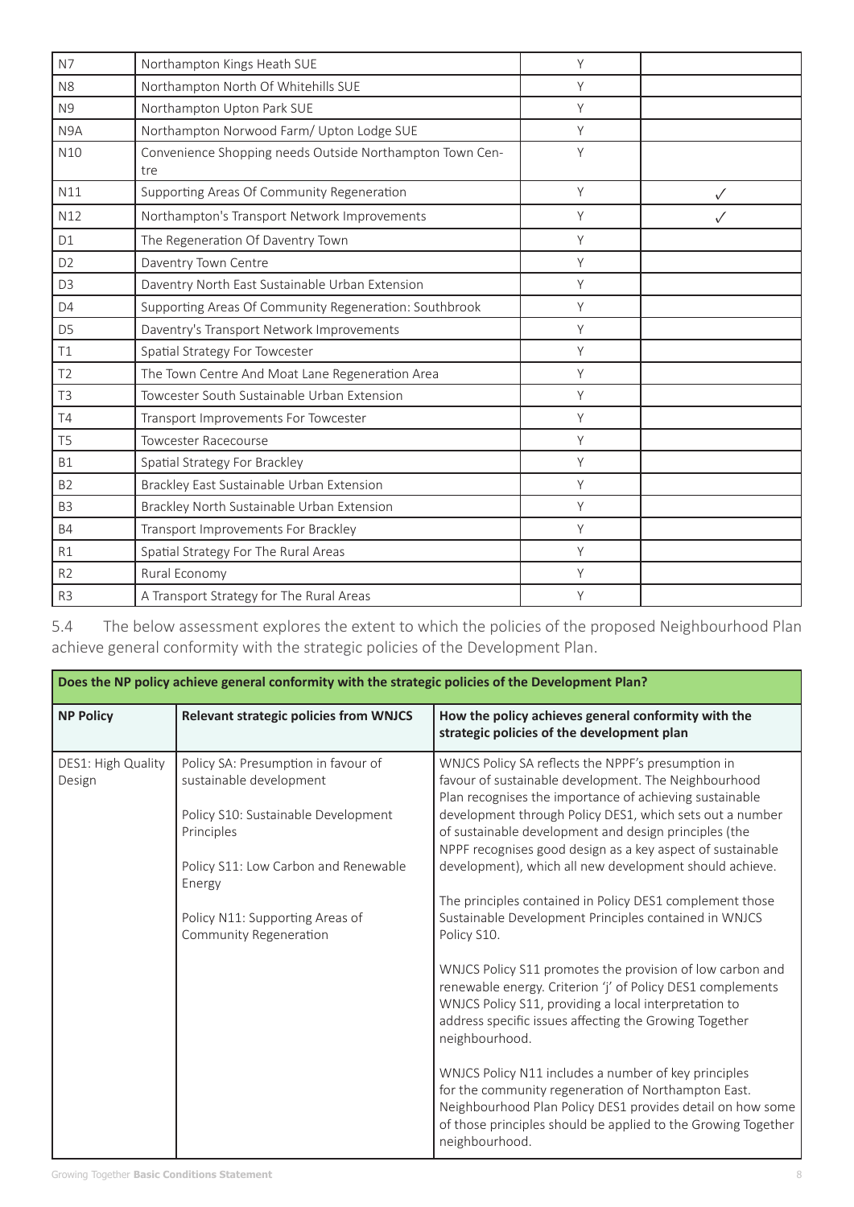| | | | |
|---|---|---|---|
| N7 | Northampton Kings Heath SUE | Y | |
| N8 | Northampton North Of Whitehills SUE | Y | |
| N9 | Northampton Upton Park SUE | Y | |
| N9A | Northampton Norwood Farm/ Upton Lodge SUE | Y | |
| N10 | Convenience Shopping needs Outside Northampton Town Centre | Y | |
| N11 | Supporting Areas Of Community Regeneration | Y | ✓ |
| N12 | Northampton's Transport Network Improvements | Y | ✓ |
| D1 | The Regeneration Of Daventry Town | Y | |
| D2 | Daventry Town Centre | Y | |
| D3 | Daventry North East Sustainable Urban Extension | Y | |
| D4 | Supporting Areas Of Community Regeneration: Southbrook | Y | |
| D5 | Daventry's Transport Network Improvements | Y | |
| T1 | Spatial Strategy For Towcester | Y | |
| T2 | The Town Centre And Moat Lane Regeneration Area | Y | |
| T3 | Towcester South Sustainable Urban Extension | Y | |
| T4 | Transport Improvements For Towcester | Y | |
| T5 | Towcester Racecourse | Y | |
| B1 | Spatial Strategy For Brackley | Y | |
| B2 | Brackley East Sustainable Urban Extension | Y | |
| B3 | Brackley North Sustainable Urban Extension | Y | |
| B4 | Transport Improvements For Brackley | Y | |
| R1 | Spatial Strategy For The Rural Areas | Y | |
| R2 | Rural Economy | Y | |
| R3 | A Transport Strategy for The Rural Areas | Y | |

5.4 The below assessment explores the extent to which the policies of the proposed Neighbourhood Plan achieve general conformity with the strategic policies of the Development Plan.

| **Does the NP policy achieve general conformity with the strategic policies of the Development Plan?** | | |
|---|---|---|
| **NP Policy** | **Relevant strategic policies from WNJCS** | **How the policy achieves general conformity with the strategic policies of the development plan** |
| DES1: High Quality Design | Policy SA: Presumption in favour of sustainable development<br><br>Policy S10: Sustainable Development Principles<br><br>Policy S11: Low Carbon and Renewable Energy<br><br>Policy N11: Supporting Areas of Community Regeneration | WNJCS Policy SA reflects the NPPF's presumption in favour of sustainable development. The Neighbourhood Plan recognises the importance of achieving sustainable development through Policy DES1, which sets out a number of sustainable development and design principles (the NPPF recognises good design as a key aspect of sustainable development), which all new development should achieve.<br><br>The principles contained in Policy DES1 complement those Sustainable Development Principles contained in WNJCS Policy S10.<br><br>WNJCS Policy S11 promotes the provision of low carbon and renewable energy. Criterion 'j' of Policy DES1 complements WNJCS Policy S11, providing a local interpretation to address specific issues affecting the Growing Together neighbourhood.<br><br>WNJCS Policy N11 includes a number of key principles for the community regeneration of Northampton East. Neighbourhood Plan Policy DES1 provides detail on how some of those principles should be applied to the Growing Together neighbourhood. |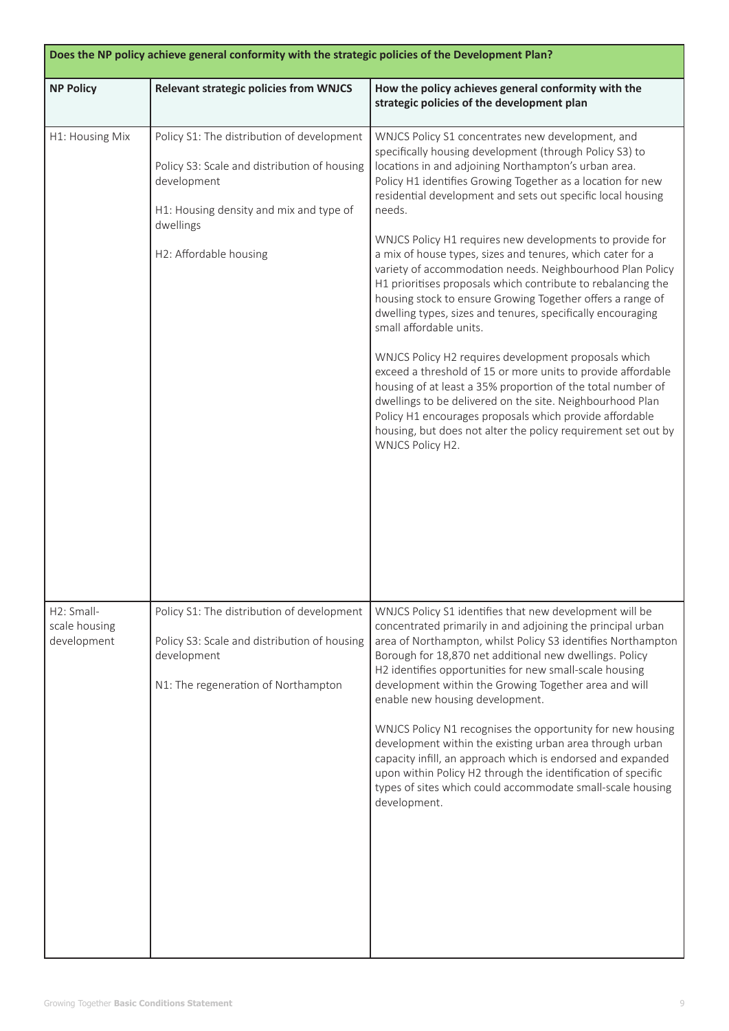| Does the NP policy achieve general conformity with the strategic policies of the Development Plan? | | |
|---|---|---|
| **NP Policy** | **Relevant strategic policies from WNJCS** | **How the policy achieves general conformity with the strategic policies of the development plan** |
| H1: Housing Mix | Policy S1: The distribution of development<br><br>Policy S3: Scale and distribution of housing development<br><br>H1: Housing density and mix and type of dwellings<br><br>H2: Affordable housing | WNJCS Policy S1 concentrates new development, and specifically housing development (through Policy S3) to locations in and adjoining Northampton's urban area. Policy H1 identifies Growing Together as a location for new residential development and sets out specific local housing needs.<br><br>WNJCS Policy H1 requires new developments to provide for a mix of house types, sizes and tenures, which cater for a variety of accommodation needs. Neighbourhood Plan Policy H1 prioritises proposals which contribute to rebalancing the housing stock to ensure Growing Together offers a range of dwelling types, sizes and tenures, specifically encouraging small affordable units.<br><br>WNJCS Policy H2 requires development proposals which exceed a threshold of 15 or more units to provide affordable housing of at least a 35% proportion of the total number of dwellings to be delivered on the site. Neighbourhood Plan Policy H1 encourages proposals which provide affordable housing, but does not alter the policy requirement set out by WNJCS Policy H2. |
| H2: Small-scale housing development | Policy S1: The distribution of development<br><br>Policy S3: Scale and distribution of housing development<br><br>N1: The regeneration of Northampton | WNJCS Policy S1 identifies that new development will be concentrated primarily in and adjoining the principal urban area of Northampton, whilst Policy S3 identifies Northampton Borough for 18,870 net additional new dwellings. Policy H2 identifies opportunities for new small-scale housing development within the Growing Together area and will enable new housing development.<br><br>WNJCS Policy N1 recognises the opportunity for new housing development within the existing urban area through urban capacity infill, an approach which is endorsed and expanded upon within Policy H2 through the identification of specific types of sites which could accommodate small-scale housing development. |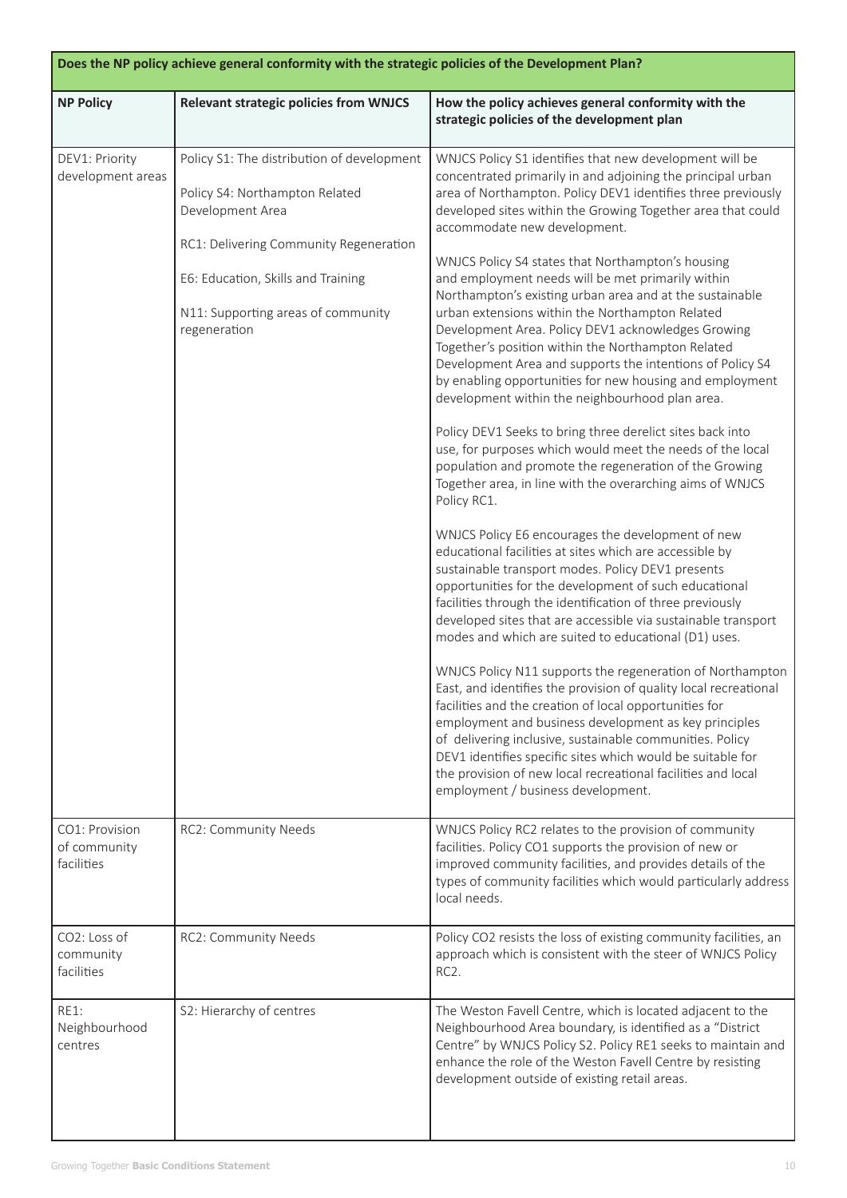| Does the NP policy achieve general conformity with the strategic policies of the Development Plan? | | |
|---|---|---|
| **NP Policy** | **Relevant strategic policies from WNJCS** | **How the policy achieves general conformity with the strategic policies of the development plan** |
| DEV1: Priority development areas | Policy S1: The distribution of development<br><br>Policy S4: Northampton Related Development Area<br><br>RC1: Delivering Community Regeneration<br><br>E6: Education, Skills and Training<br><br>N11: Supporting areas of community regeneration | WNJCS Policy S1 identifies that new development will be concentrated primarily in and adjoining the principal urban area of Northampton. Policy DEV1 identifies three previously developed sites within the Growing Together area that could accommodate new development.<br><br>WNJCS Policy S4 states that Northampton's housing and employment needs will be met primarily within Northampton's existing urban area and at the sustainable urban extensions within the Northampton Related Development Area. Policy DEV1 acknowledges Growing Together's position within the Northampton Related Development Area and supports the intentions of Policy S4 by enabling opportunities for new housing and employment development within the neighbourhood plan area.<br><br>Policy DEV1 Seeks to bring three derelict sites back into use, for purposes which would meet the needs of the local population and promote the regeneration of the Growing Together area, in line with the overarching aims of WNJCS Policy RC1.<br><br>WNJCS Policy E6 encourages the development of new educational facilities at sites which are accessible by sustainable transport modes. Policy DEV1 presents opportunities for the development of such educational facilities through the identification of three previously developed sites that are accessible via sustainable transport modes and which are suited to educational (D1) uses.<br><br>WNJCS Policy N11 supports the regeneration of Northampton East, and identifies the provision of quality local recreational facilities and the creation of local opportunities for employment and business development as key principles of delivering inclusive, sustainable communities. Policy DEV1 identifies specific sites which would be suitable for the provision of new local recreational facilities and local employment / business development. |
| CO1: Provision of community facilities | RC2: Community Needs | WNJCS Policy RC2 relates to the provision of community facilities. Policy CO1 supports the provision of new or improved community facilities, and provides details of the types of community facilities which would particularly address local needs. |
| CO2: Loss of community facilities | RC2: Community Needs | Policy CO2 resists the loss of existing community facilities, an approach which is consistent with the steer of WNJCS Policy RC2. |
| RE1: Neighbourhood centres | S2: Hierarchy of centres | The Weston Favell Centre, which is located adjacent to the Neighbourhood Area boundary, is identified as a "District Centre" by WNJCS Policy S2. Policy RE1 seeks to maintain and enhance the role of the Weston Favell Centre by resisting development outside of existing retail areas. |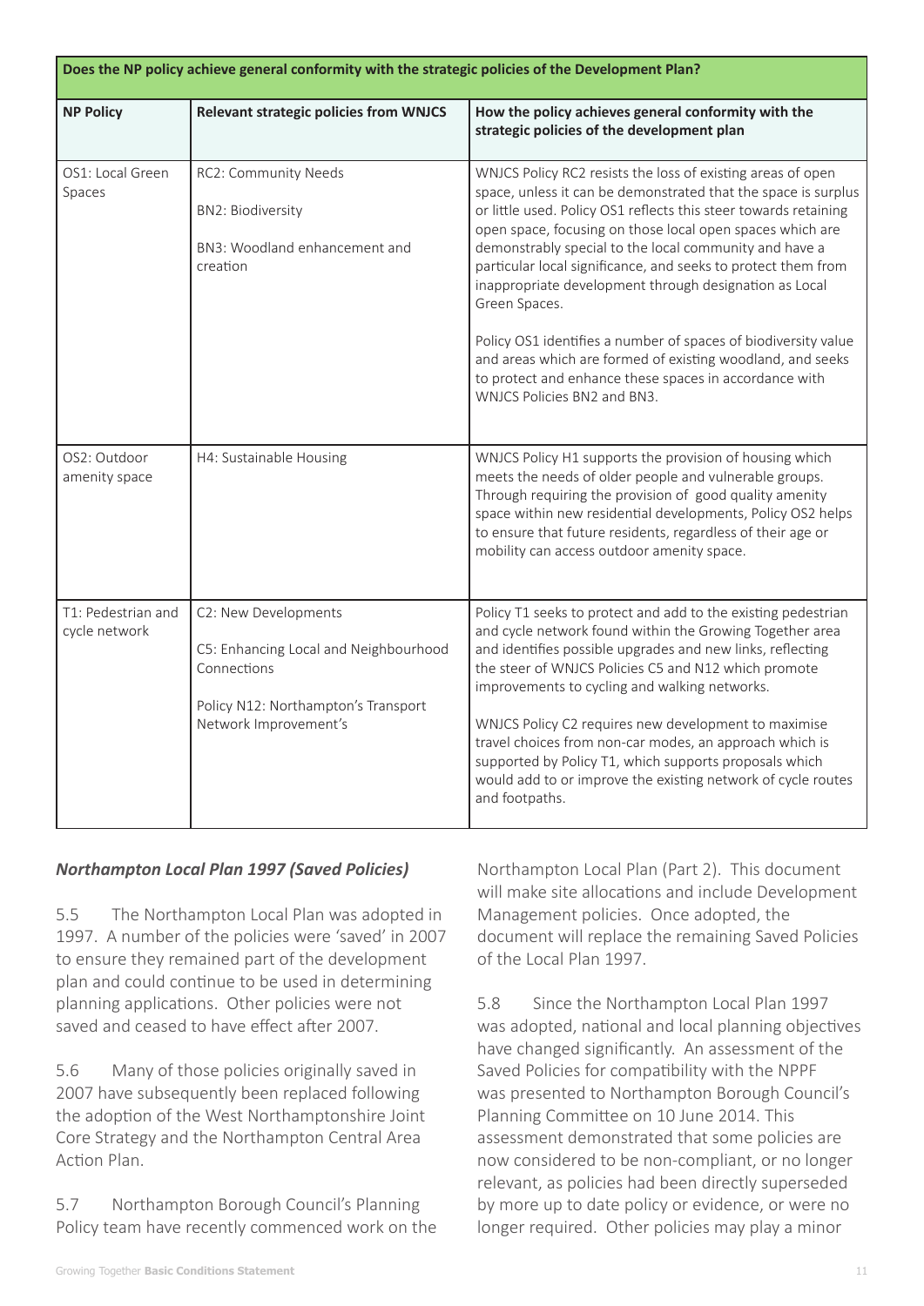| Does the NP policy achieve general conformity with the strategic policies of the Development Plan? | | |
|---|---|---|
| **NP Policy** | **Relevant strategic policies from WNJCS** | **How the policy achieves general conformity with the strategic policies of the development plan** |
| OS1: Local Green Spaces | RC2: Community Needs<br><br>BN2: Biodiversity<br><br>BN3: Woodland enhancement and creation | WNJCS Policy RC2 resists the loss of existing areas of open space, unless it can be demonstrated that the space is surplus or little used. Policy OS1 reflects this steer towards retaining open space, focusing on those local open spaces which are demonstrably special to the local community and have a particular local significance, and seeks to protect them from inappropriate development through designation as Local Green Spaces.<br><br>Policy OS1 identifies a number of spaces of biodiversity value and areas which are formed of existing woodland, and seeks to protect and enhance these spaces in accordance with WNJCS Policies BN2 and BN3. |
| OS2: Outdoor amenity space | H4: Sustainable Housing | WNJCS Policy H1 supports the provision of housing which meets the needs of older people and vulnerable groups. Through requiring the provision of good quality amenity space within new residential developments, Policy OS2 helps to ensure that future residents, regardless of their age or mobility can access outdoor amenity space. |
| T1: Pedestrian and cycle network | C2: New Developments<br><br>C5: Enhancing Local and Neighbourhood Connections<br><br>Policy N12: Northampton's Transport Network Improvement's | Policy T1 seeks to protect and add to the existing pedestrian and cycle network found within the Growing Together area and identifies possible upgrades and new links, reflecting the steer of WNJCS Policies C5 and N12 which promote improvements to cycling and walking networks.<br><br>WNJCS Policy C2 requires new development to maximise travel choices from non-car modes, an approach which is supported by Policy T1, which supports proposals which would add to or improve the existing network of cycle routes and footpaths. |

### *Northampton Local Plan 1997 (Saved Policies)*

5.5 The Northampton Local Plan was adopted in 1997. A number of the policies were 'saved' in 2007 to ensure they remained part of the development plan and could continue to be used in determining planning applications. Other policies were not saved and ceased to have effect after 2007.

5.6 Many of those policies originally saved in 2007 have subsequently been replaced following the adoption of the West Northamptonshire Joint Core Strategy and the Northampton Central Area Action Plan.

5.7 Northampton Borough Council's Planning Policy team have recently commenced work on the Northampton Local Plan (Part 2). This document will make site allocations and include Development Management policies. Once adopted, the document will replace the remaining Saved Policies of the Local Plan 1997.

5.8 Since the Northampton Local Plan 1997 was adopted, national and local planning objectives have changed significantly. An assessment of the Saved Policies for compatibility with the NPPF was presented to Northampton Borough Council's Planning Committee on 10 June 2014. This assessment demonstrated that some policies are now considered to be non-compliant, or no longer relevant, as policies had been directly superseded by more up to date policy or evidence, or were no longer required. Other policies may play a minor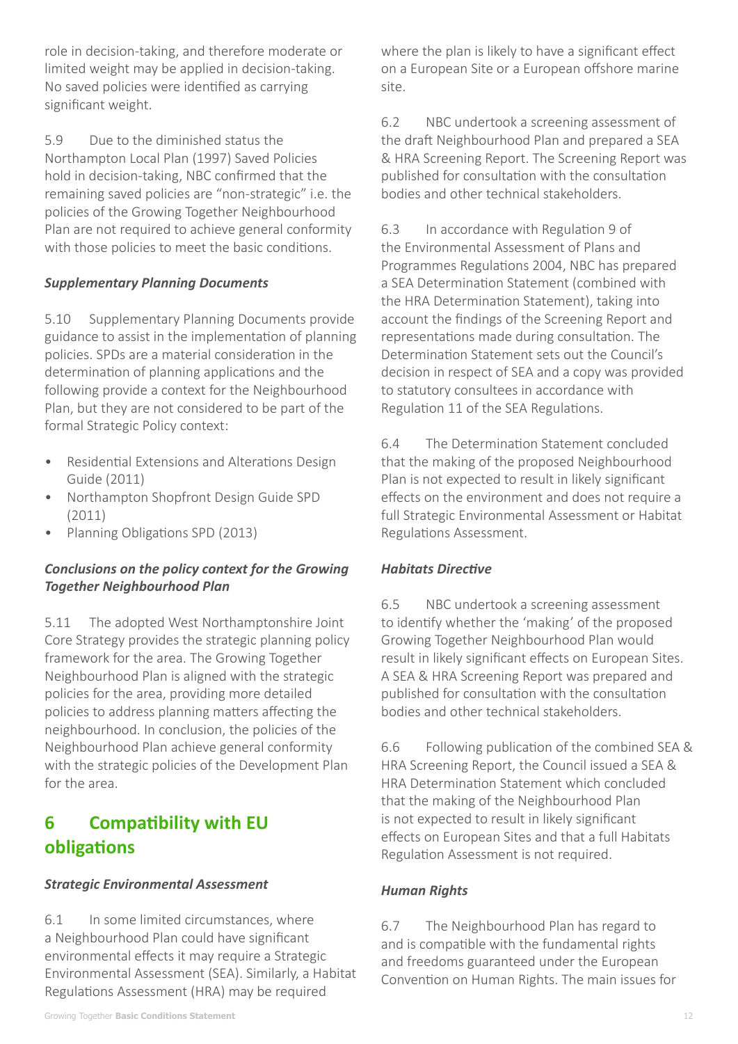role in decision-taking, and therefore moderate or limited weight may be applied in decision-taking. No saved policies were identified as carrying significant weight.

5.9 Due to the diminished status the Northampton Local Plan (1997) Saved Policies hold in decision-taking, NBC confirmed that the remaining saved policies are "non-strategic" i.e. the policies of the Growing Together Neighbourhood Plan are not required to achieve general conformity with those policies to meet the basic conditions.

***Supplementary Planning Documents***

5.10 Supplementary Planning Documents provide guidance to assist in the implementation of planning policies. SPDs are a material consideration in the determination of planning applications and the following provide a context for the Neighbourhood Plan, but they are not considered to be part of the formal Strategic Policy context:

- Residential Extensions and Alterations Design Guide (2011)
- Northampton Shopfront Design Guide SPD (2011)
- Planning Obligations SPD (2013)

***Conclusions on the policy context for the Growing Together Neighbourhood Plan***

5.11 The adopted West Northamptonshire Joint Core Strategy provides the strategic planning policy framework for the area. The Growing Together Neighbourhood Plan is aligned with the strategic policies for the area, providing more detailed policies to address planning matters affecting the neighbourhood. In conclusion, the policies of the Neighbourhood Plan achieve general conformity with the strategic policies of the Development Plan for the area.

## 6 Compatibility with EU obligations

***Strategic Environmental Assessment***

6.1 In some limited circumstances, where a Neighbourhood Plan could have significant environmental effects it may require a Strategic Environmental Assessment (SEA). Similarly, a Habitat Regulations Assessment (HRA) may be required where the plan is likely to have a significant effect on a European Site or a European offshore marine site.

6.2 NBC undertook a screening assessment of the draft Neighbourhood Plan and prepared a SEA & HRA Screening Report. The Screening Report was published for consultation with the consultation bodies and other technical stakeholders.

6.3 In accordance with Regulation 9 of the Environmental Assessment of Plans and Programmes Regulations 2004, NBC has prepared a SEA Determination Statement (combined with the HRA Determination Statement), taking into account the findings of the Screening Report and representations made during consultation. The Determination Statement sets out the Council's decision in respect of SEA and a copy was provided to statutory consultees in accordance with Regulation 11 of the SEA Regulations.

6.4 The Determination Statement concluded that the making of the proposed Neighbourhood Plan is not expected to result in likely significant effects on the environment and does not require a full Strategic Environmental Assessment or Habitat Regulations Assessment.

***Habitats Directive***

6.5 NBC undertook a screening assessment to identify whether the 'making' of the proposed Growing Together Neighbourhood Plan would result in likely significant effects on European Sites. A SEA & HRA Screening Report was prepared and published for consultation with the consultation bodies and other technical stakeholders.

6.6 Following publication of the combined SEA & HRA Screening Report, the Council issued a SEA & HRA Determination Statement which concluded that the making of the Neighbourhood Plan is not expected to result in likely significant effects on European Sites and that a full Habitats Regulation Assessment is not required.

***Human Rights***

6.7 The Neighbourhood Plan has regard to and is compatible with the fundamental rights and freedoms guaranteed under the European Convention on Human Rights. The main issues for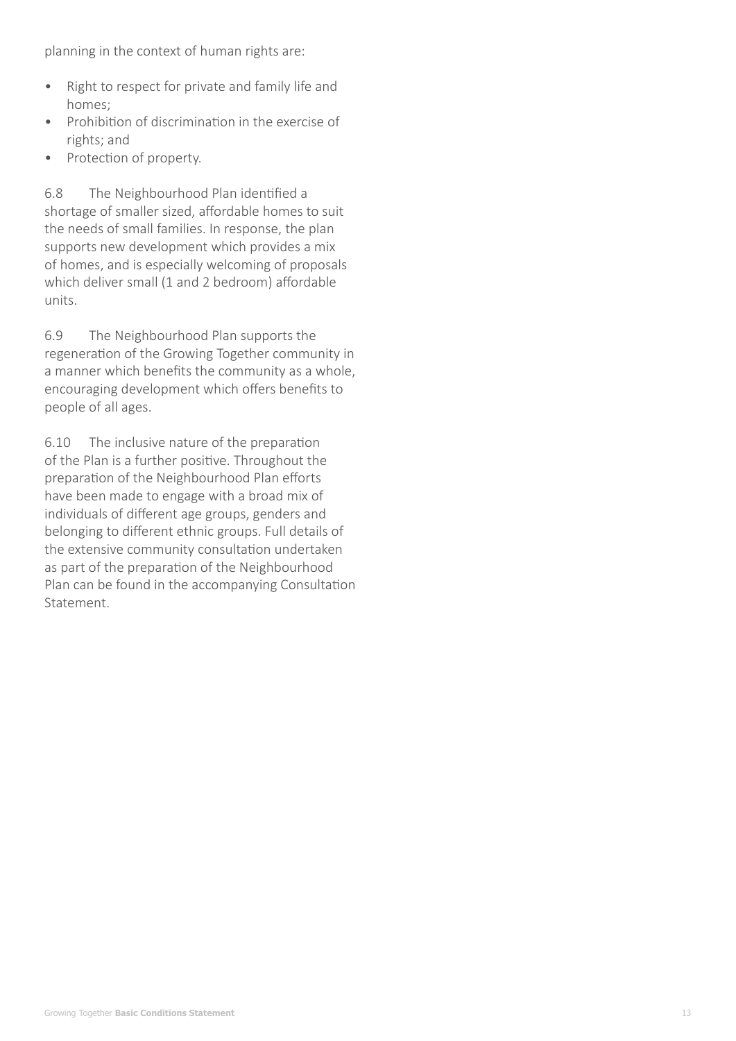planning in the context of human rights are:

- Right to respect for private and family life and homes;
- Prohibition of discrimination in the exercise of rights; and
- Protection of property.

6.8 The Neighbourhood Plan identified a shortage of smaller sized, affordable homes to suit the needs of small families. In response, the plan supports new development which provides a mix of homes, and is especially welcoming of proposals which deliver small (1 and 2 bedroom) affordable units.

6.9 The Neighbourhood Plan supports the regeneration of the Growing Together community in a manner which benefits the community as a whole, encouraging development which offers benefits to people of all ages.

6.10 The inclusive nature of the preparation of the Plan is a further positive. Throughout the preparation of the Neighbourhood Plan efforts have been made to engage with a broad mix of individuals of different age groups, genders and belonging to different ethnic groups. Full details of the extensive community consultation undertaken as part of the preparation of the Neighbourhood Plan can be found in the accompanying Consultation Statement.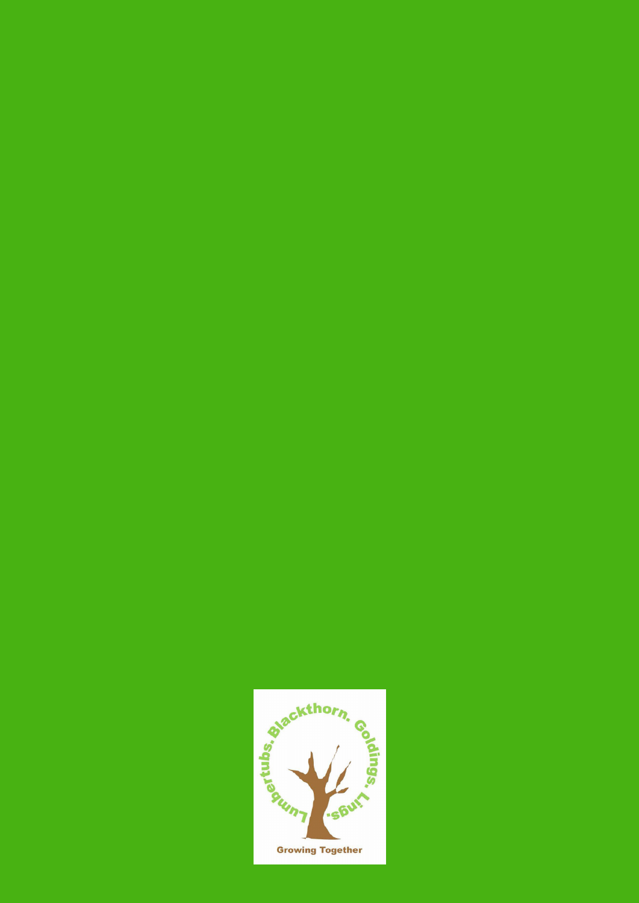Lumbertubs. Blackthorn. Goldings. Lings.

Growing Together